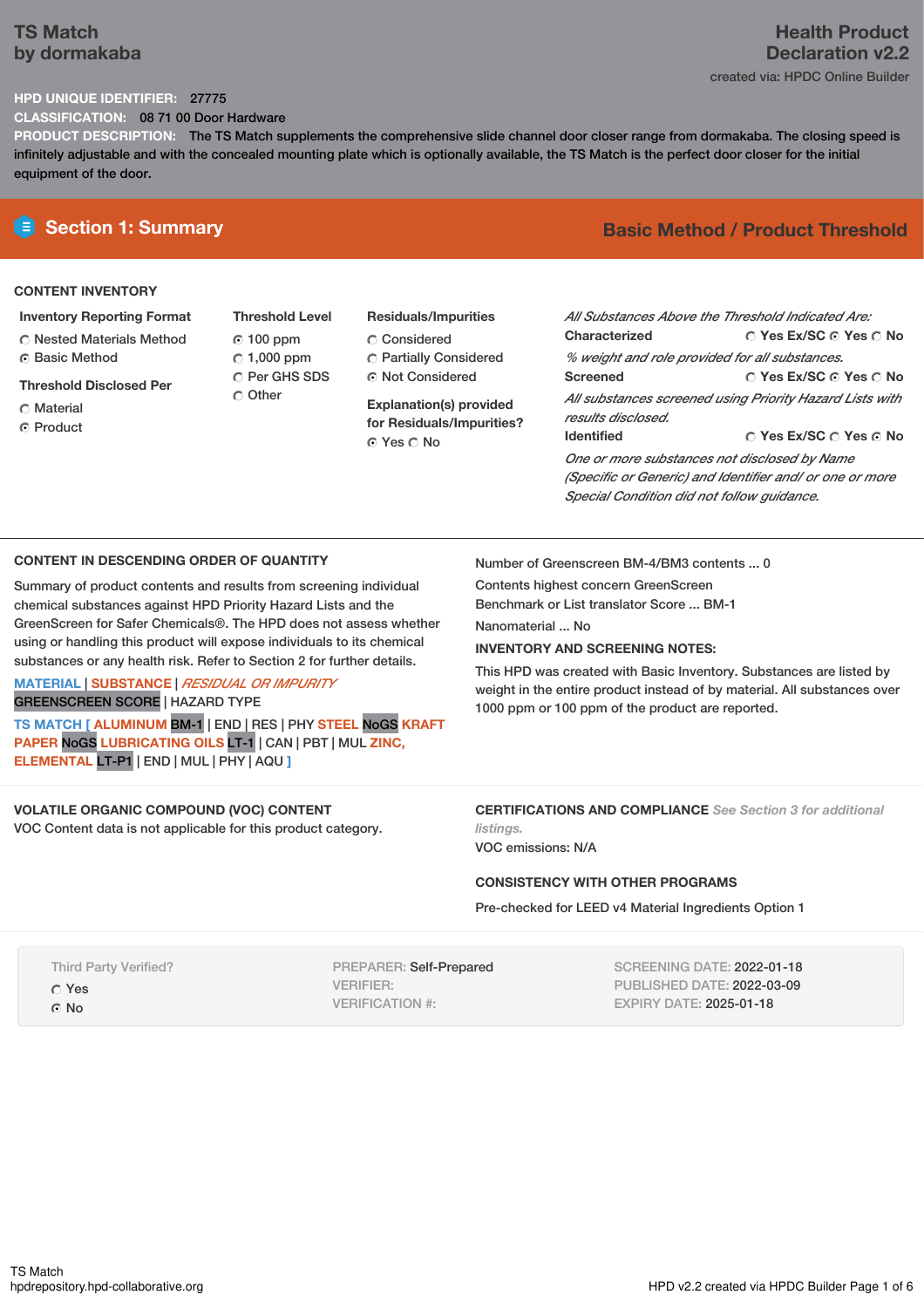# TS Match
by dormakaba

## Health Product Declaration v2.2

created via: HPDC Online Builder

**HPD UNIQUE IDENTIFIER:** 27775

**CLASSIFICATION:** 08 71 00 Door Hardware

**PRODUCT DESCRIPTION:** The TS Match supplements the comprehensive slide channel door closer range from dormakaba. The closing speed is infinitely adjustable and with the concealed mounting plate which is optionally available, the TS Match is the perfect door closer for the initial equipment of the door.

## Section 1: Summary

**Basic Method / Product Threshold**

### CONTENT INVENTORY

**Inventory Reporting Format**

- ○ Nested Materials Method
- ◉ Basic Method

**Threshold Disclosed Per**

- ○ Material
- ◉ Product

**Threshold Level**

- ◉ 100 ppm
- ○ 1,000 ppm
- ○ Per GHS SDS
- ○ Other

**Residuals/Impurities**

- ○ Considered
- ○ Partially Considered
- ◉ Not Considered

**Explanation(s) provided for Residuals/Impurities?**

◉ Yes ○ No

*All Substances Above the Threshold Indicated Are:*

**Characterized** ○ Yes Ex/SC ◉ Yes ○ No

*% weight and role provided for all substances.*

**Screened** ○ Yes Ex/SC ◉ Yes ○ No

*All substances screened using Priority Hazard Lists with results disclosed.*

**Identified** ○ Yes Ex/SC ○ Yes ◉ No

*One or more substances not disclosed by Name (Specific or Generic) and Identifier and/ or one or more Special Condition did not follow guidance.*

### CONTENT IN DESCENDING ORDER OF QUANTITY

Summary of product contents and results from screening individual chemical substances against HPD Priority Hazard Lists and the GreenScreen for Safer Chemicals®. The HPD does not assess whether using or handling this product will expose individuals to its chemical substances or any health risk. Refer to Section 2 for further details.

MATERIAL | SUBSTANCE | *RESIDUAL OR IMPURITY*
GREENSCREEN SCORE | HAZARD TYPE

TS MATCH [ ALUMINUM BM-1 | END | RES | PHY STEEL NoGS KRAFT PAPER NoGS LUBRICATING OILS LT-1 | CAN | PBT | MUL ZINC, ELEMENTAL LT-P1 | END | MUL | PHY | AQU ]

Number of Greenscreen BM-4/BM3 contents ... 0

Contents highest concern GreenScreen Benchmark or List translator Score ... BM-1

Nanomaterial ... No

**INVENTORY AND SCREENING NOTES:**

This HPD was created with Basic Inventory. Substances are listed by weight in the entire product instead of by material. All substances over 1000 ppm or 100 ppm of the product are reported.

### VOLATILE ORGANIC COMPOUND (VOC) CONTENT

VOC Content data is not applicable for this product category.

### CERTIFICATIONS AND COMPLIANCE *See Section 3 for additional listings.*

VOC emissions: N/A

### CONSISTENCY WITH OTHER PROGRAMS

Pre-checked for LEED v4 Material Ingredients Option 1

Third Party Verified?

- ○ Yes
- ◉ No

PREPARER: Self-Prepared
VERIFIER:
VERIFICATION #:

SCREENING DATE: 2022-01-18
PUBLISHED DATE: 2022-03-09
EXPIRY DATE: 2025-01-18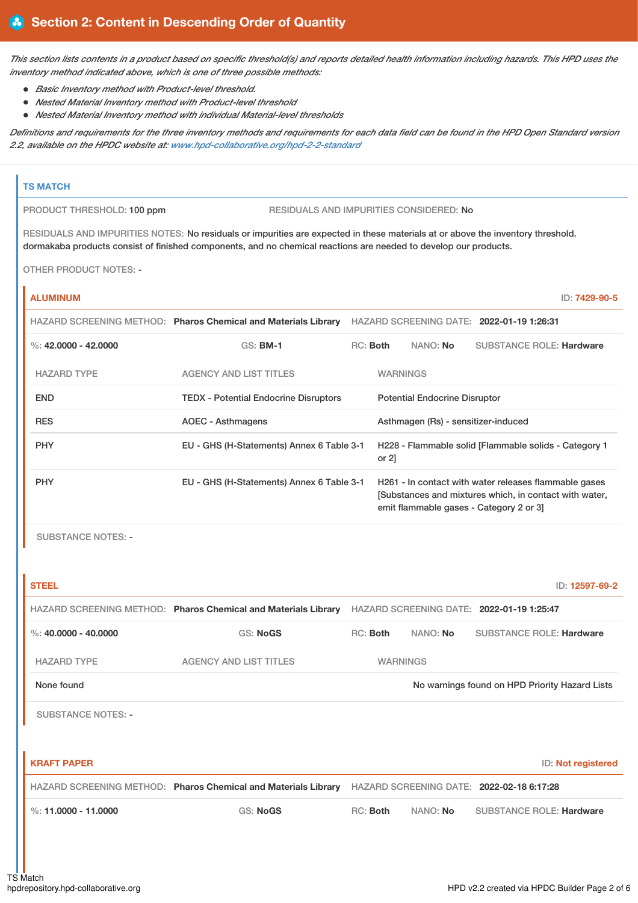## Section 2: Content in Descending Order of Quantity

*This section lists contents in a product based on specific threshold(s) and reports detailed health information including hazards. This HPD uses the inventory method indicated above, which is one of three possible methods:*

- *Basic Inventory method with Product-level threshold.*
- *Nested Material Inventory method with Product-level threshold*
- *Nested Material Inventory method with individual Material-level thresholds*

*Definitions and requirements for the three inventory methods and requirements for each data field can be found in the HPD Open Standard version 2.2, available on the HPDC website at: www.hpd-collaborative.org/hpd-2-2-standard*

### TS MATCH

PRODUCT THRESHOLD: **100 ppm**

RESIDUALS AND IMPURITIES CONSIDERED: **No**

RESIDUALS AND IMPURITIES NOTES: **No residuals or impurities are expected in these materials at or above the inventory threshold. dormakaba products consist of finished components, and no chemical reactions are needed to develop our products.**

OTHER PRODUCT NOTES: **-**

#### ALUMINUM

ID: **7429-90-5**

HAZARD SCREENING METHOD: **Pharos Chemical and Materials Library** HAZARD SCREENING DATE: **2022-01-19 1:26:31**

%: **42.0000 - 42.0000** GS: **BM-1** RC: **Both** NANO: **No** SUBSTANCE ROLE: **Hardware**

| HAZARD TYPE | AGENCY AND LIST TITLES | WARNINGS |
|---|---|---|
| END | TEDX - Potential Endocrine Disruptors | Potential Endocrine Disruptor |
| RES | AOEC - Asthmagens | Asthmagen (Rs) - sensitizer-induced |
| PHY | EU - GHS (H-Statements) Annex 6 Table 3-1 | H228 - Flammable solid [Flammable solids - Category 1 or 2] |
| PHY | EU - GHS (H-Statements) Annex 6 Table 3-1 | H261 - In contact with water releases flammable gases [Substances and mixtures which, in contact with water, emit flammable gases - Category 2 or 3] |

SUBSTANCE NOTES: **-**

#### STEEL

ID: **12597-69-2**

HAZARD SCREENING METHOD: **Pharos Chemical and Materials Library** HAZARD SCREENING DATE: **2022-01-19 1:25:47**

%: **40.0000 - 40.0000** GS: **NoGS** RC: **Both** NANO: **No** SUBSTANCE ROLE: **Hardware**

| HAZARD TYPE | AGENCY AND LIST TITLES | WARNINGS |
|---|---|---|
| None found | | No warnings found on HPD Priority Hazard Lists |

SUBSTANCE NOTES: **-**

#### KRAFT PAPER

ID: **Not registered**

HAZARD SCREENING METHOD: **Pharos Chemical and Materials Library** HAZARD SCREENING DATE: **2022-02-18 6:17:28**

%: **11.0000 - 11.0000** GS: **NoGS** RC: **Both** NANO: **No** SUBSTANCE ROLE: **Hardware**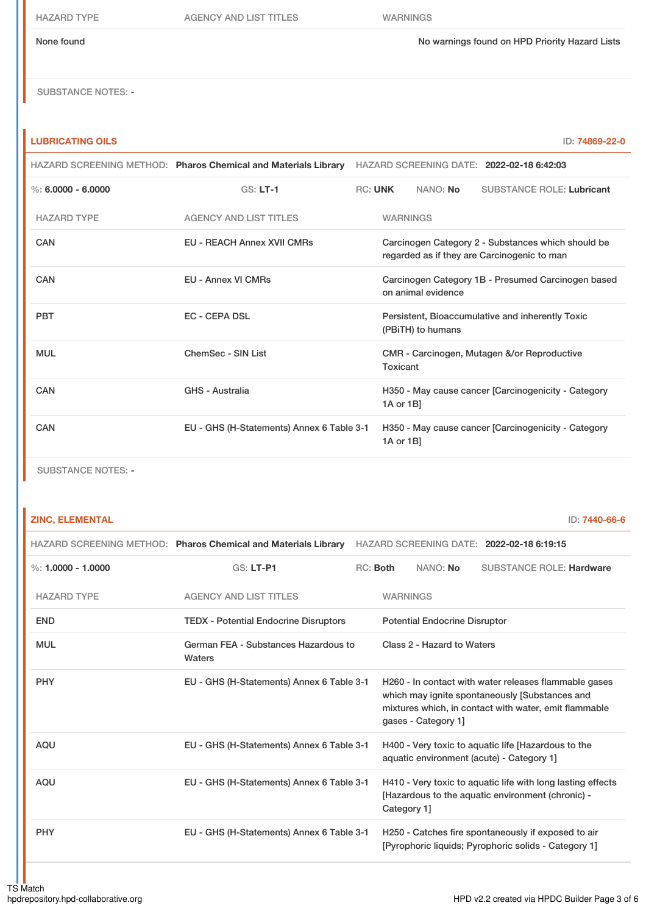| HAZARD TYPE | AGENCY AND LIST TITLES | WARNINGS |
| --- | --- | --- |
| None found | | No warnings found on HPD Priority Hazard Lists |

SUBSTANCE NOTES: -

## LUBRICATING OILS

ID: 74869-22-0

HAZARD SCREENING METHOD: **Pharos Chemical and Materials Library** HAZARD SCREENING DATE: **2022-02-18 6:42:03**

%: **6.0000 - 6.0000** GS: **LT-1** RC: **UNK** NANO: **No** SUBSTANCE ROLE: **Lubricant**

| HAZARD TYPE | AGENCY AND LIST TITLES | WARNINGS |
| --- | --- | --- |
| CAN | EU - REACH Annex XVII CMRs | Carcinogen Category 2 - Substances which should be regarded as if they are Carcinogenic to man |
| CAN | EU - Annex VI CMRs | Carcinogen Category 1B - Presumed Carcinogen based on animal evidence |
| PBT | EC - CEPA DSL | Persistent, Bioaccumulative and inherently Toxic (PBiTH) to humans |
| MUL | ChemSec - SIN List | CMR - Carcinogen, Mutagen &/or Reproductive Toxicant |
| CAN | GHS - Australia | H350 - May cause cancer [Carcinogenicity - Category 1A or 1B] |
| CAN | EU - GHS (H-Statements) Annex 6 Table 3-1 | H350 - May cause cancer [Carcinogenicity - Category 1A or 1B] |

SUBSTANCE NOTES: -

## ZINC, ELEMENTAL

ID: 7440-66-6

HAZARD SCREENING METHOD: **Pharos Chemical and Materials Library** HAZARD SCREENING DATE: **2022-02-18 6:19:15**

%: **1.0000 - 1.0000** GS: **LT-P1** RC: **Both** NANO: **No** SUBSTANCE ROLE: **Hardware**

| HAZARD TYPE | AGENCY AND LIST TITLES | WARNINGS |
| --- | --- | --- |
| END | TEDX - Potential Endocrine Disruptors | Potential Endocrine Disruptor |
| MUL | German FEA - Substances Hazardous to Waters | Class 2 - Hazard to Waters |
| PHY | EU - GHS (H-Statements) Annex 6 Table 3-1 | H260 - In contact with water releases flammable gases which may ignite spontaneously [Substances and mixtures which, in contact with water, emit flammable gases - Category 1] |
| AQU | EU - GHS (H-Statements) Annex 6 Table 3-1 | H400 - Very toxic to aquatic life [Hazardous to the aquatic environment (acute) - Category 1] |
| AQU | EU - GHS (H-Statements) Annex 6 Table 3-1 | H410 - Very toxic to aquatic life with long lasting effects [Hazardous to the aquatic environment (chronic) - Category 1] |
| PHY | EU - GHS (H-Statements) Annex 6 Table 3-1 | H250 - Catches fire spontaneously if exposed to air [Pyrophoric liquids; Pyrophoric solids - Category 1] |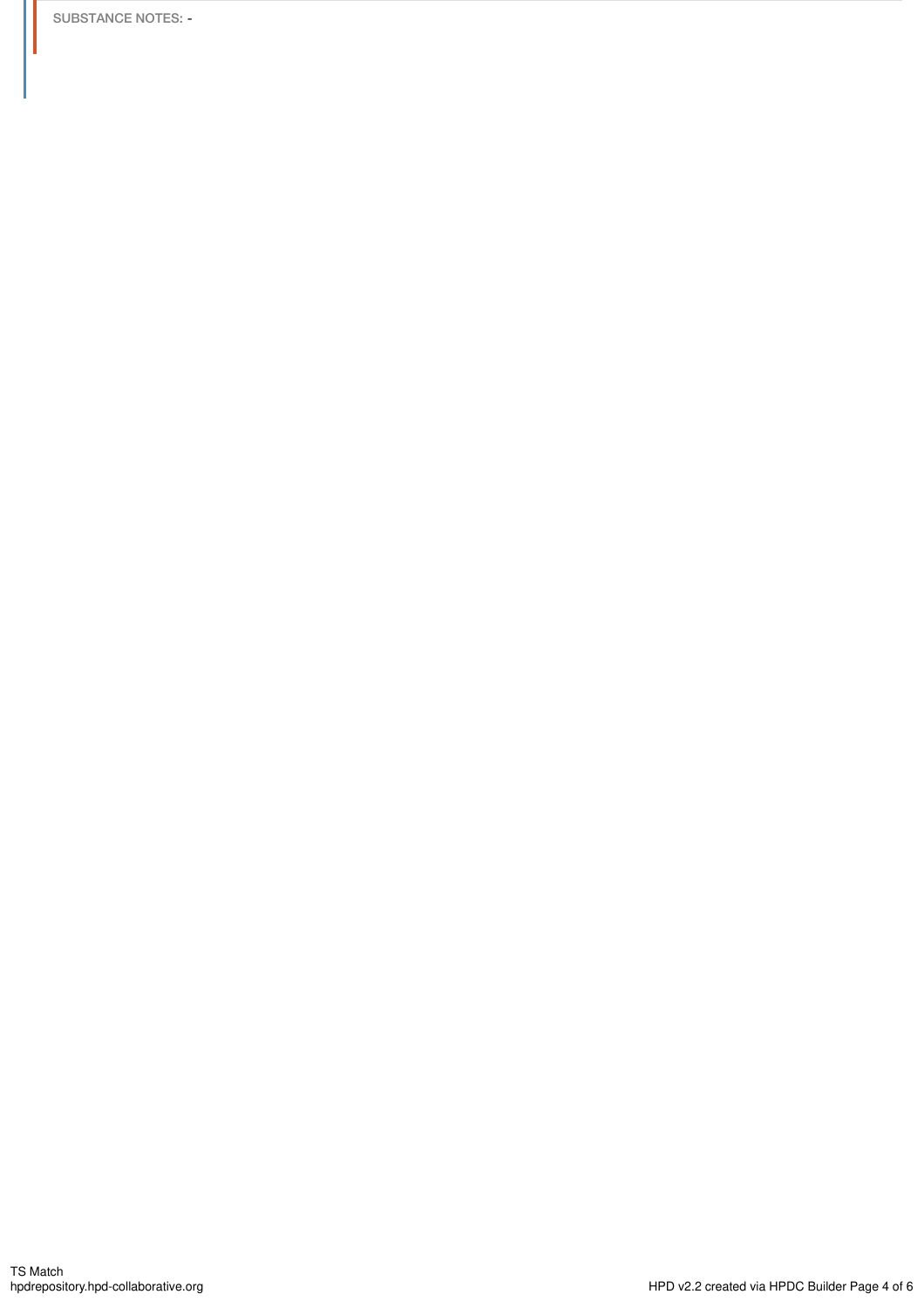SUBSTANCE NOTES: -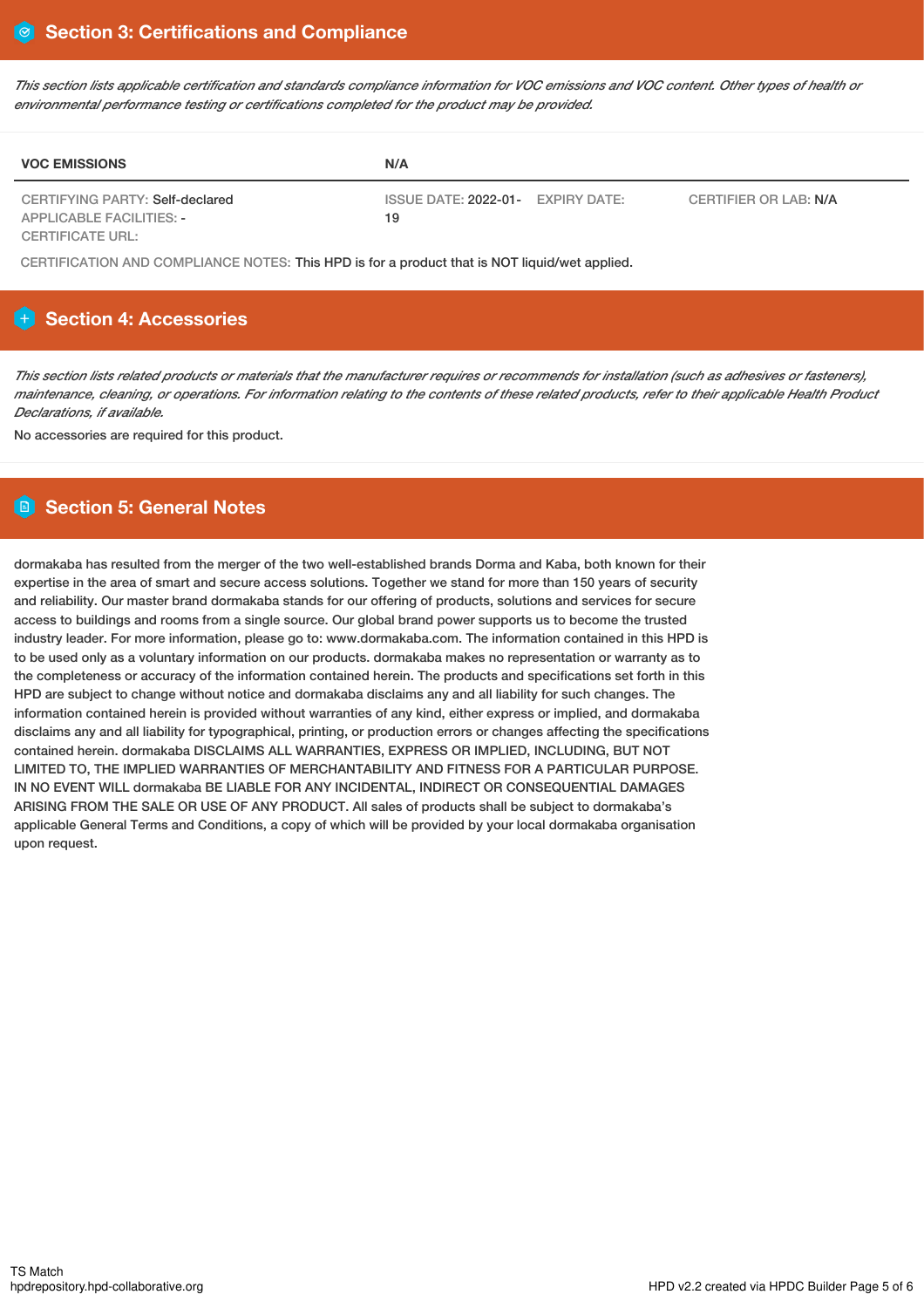## Section 3: Certifications and Compliance

*This section lists applicable certification and standards compliance information for VOC emissions and VOC content. Other types of health or environmental performance testing or certifications completed for the product may be provided.*

| VOC EMISSIONS | N/A | | |
|---|---|---|---|
| CERTIFYING PARTY: Self-declared<br>APPLICABLE FACILITIES: -<br>CERTIFICATE URL: | ISSUE DATE: 2022-01-19 | EXPIRY DATE: | CERTIFIER OR LAB: N/A |

CERTIFICATION AND COMPLIANCE NOTES: This HPD is for a product that is NOT liquid/wet applied.

## Section 4: Accessories

*This section lists related products or materials that the manufacturer requires or recommends for installation (such as adhesives or fasteners), maintenance, cleaning, or operations. For information relating to the contents of these related products, refer to their applicable Health Product Declarations, if available.*

No accessories are required for this product.

## Section 5: General Notes

dormakaba has resulted from the merger of the two well-established brands Dorma and Kaba, both known for their expertise in the area of smart and secure access solutions. Together we stand for more than 150 years of security and reliability. Our master brand dormakaba stands for our offering of products, solutions and services for secure access to buildings and rooms from a single source. Our global brand power supports us to become the trusted industry leader. For more information, please go to: www.dormakaba.com. The information contained in this HPD is to be used only as a voluntary information on our products. dormakaba makes no representation or warranty as to the completeness or accuracy of the information contained herein. The products and specifications set forth in this HPD are subject to change without notice and dormakaba disclaims any and all liability for such changes. The information contained herein is provided without warranties of any kind, either express or implied, and dormakaba disclaims any and all liability for typographical, printing, or production errors or changes affecting the specifications contained herein. dormakaba DISCLAIMS ALL WARRANTIES, EXPRESS OR IMPLIED, INCLUDING, BUT NOT LIMITED TO, THE IMPLIED WARRANTIES OF MERCHANTABILITY AND FITNESS FOR A PARTICULAR PURPOSE. IN NO EVENT WILL dormakaba BE LIABLE FOR ANY INCIDENTAL, INDIRECT OR CONSEQUENTIAL DAMAGES ARISING FROM THE SALE OR USE OF ANY PRODUCT. All sales of products shall be subject to dormakaba's applicable General Terms and Conditions, a copy of which will be provided by your local dormakaba organisation upon request.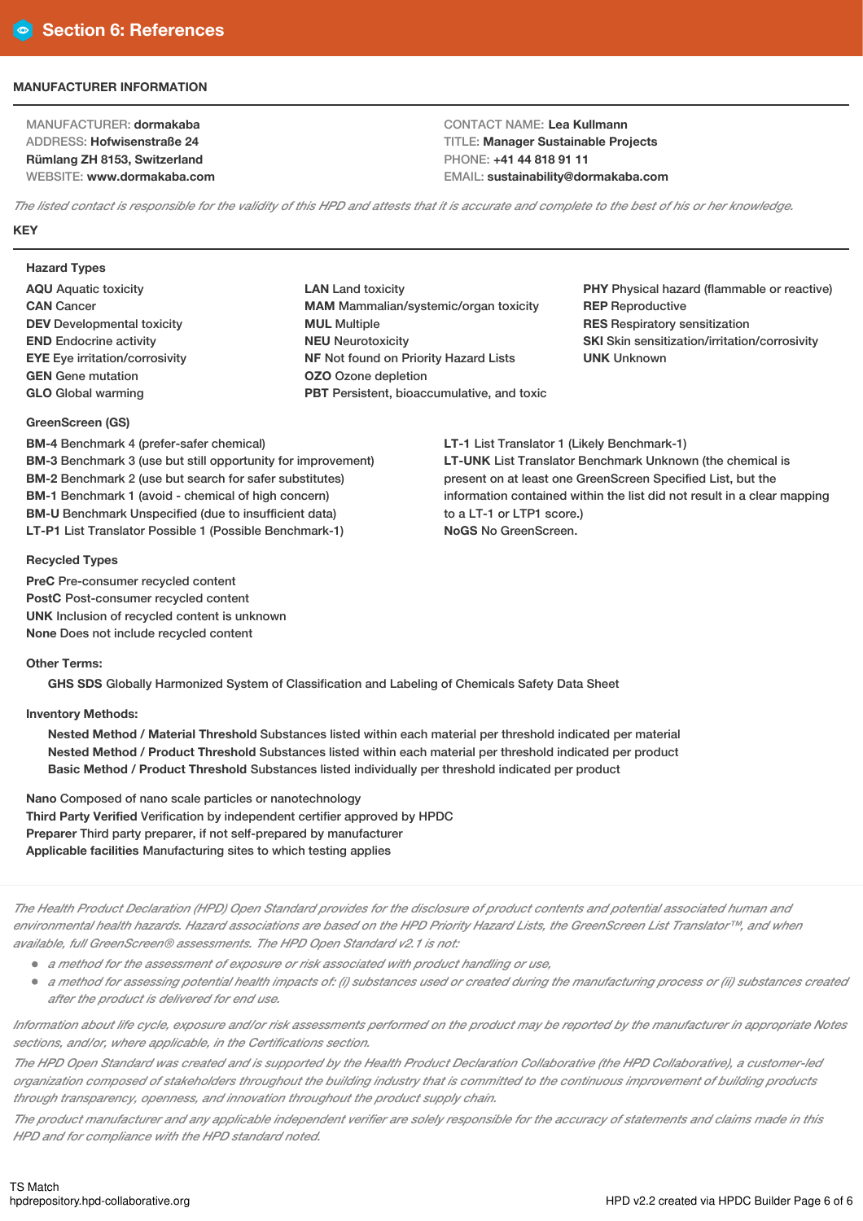## Section 6: References

### MANUFACTURER INFORMATION

MANUFACTURER: **dormakaba**
ADDRESS: **Hofwisenstraße 24**
**Rümlang ZH 8153, Switzerland**
WEBSITE: **www.dormakaba.com**

CONTACT NAME: **Lea Kullmann**
TITLE: **Manager Sustainable Projects**
PHONE: **+41 44 818 91 11**
EMAIL: **sustainability@dormakaba.com**

*The listed contact is responsible for the validity of this HPD and attests that it is accurate and complete to the best of his or her knowledge.*

### KEY

**Hazard Types**

**AQU** Aquatic toxicity
**CAN** Cancer
**DEV** Developmental toxicity
**END** Endocrine activity
**EYE** Eye irritation/corrosivity
**GEN** Gene mutation
**GLO** Global warming
**LAN** Land toxicity
**MAM** Mammalian/systemic/organ toxicity
**MUL** Multiple
**NEU** Neurotoxicity
**NF** Not found on Priority Hazard Lists
**OZO** Ozone depletion
**PBT** Persistent, bioaccumulative, and toxic
**PHY** Physical hazard (flammable or reactive)
**REP** Reproductive
**RES** Respiratory sensitization
**SKI** Skin sensitization/irritation/corrosivity
**UNK** Unknown

**GreenScreen (GS)**

**BM-4** Benchmark 4 (prefer-safer chemical)
**BM-3** Benchmark 3 (use but still opportunity for improvement)
**BM-2** Benchmark 2 (use but search for safer substitutes)
**BM-1** Benchmark 1 (avoid - chemical of high concern)
**BM-U** Benchmark Unspecified (due to insufficient data)
**LT-P1** List Translator Possible 1 (Possible Benchmark-1)
**LT-1** List Translator 1 (Likely Benchmark-1)
**LT-UNK** List Translator Benchmark Unknown (the chemical is present on at least one GreenScreen Specified List, but the information contained within the list did not result in a clear mapping to a LT-1 or LTP1 score.)
**NoGS** No GreenScreen.

**Recycled Types**

**PreC** Pre-consumer recycled content
**PostC** Post-consumer recycled content
**UNK** Inclusion of recycled content is unknown
**None** Does not include recycled content

**Other Terms:**

**GHS SDS** Globally Harmonized System of Classification and Labeling of Chemicals Safety Data Sheet

**Inventory Methods:**

**Nested Method / Material Threshold** Substances listed within each material per threshold indicated per material
**Nested Method / Product Threshold** Substances listed within each material per threshold indicated per product
**Basic Method / Product Threshold** Substances listed individually per threshold indicated per product

**Nano** Composed of nano scale particles or nanotechnology
**Third Party Verified** Verification by independent certifier approved by HPDC
**Preparer** Third party preparer, if not self-prepared by manufacturer
**Applicable facilities** Manufacturing sites to which testing applies

*The Health Product Declaration (HPD) Open Standard provides for the disclosure of product contents and potential associated human and environmental health hazards. Hazard associations are based on the HPD Priority Hazard Lists, the GreenScreen List Translator™, and when available, full GreenScreen® assessments. The HPD Open Standard v2.1 is not:*

- *a method for the assessment of exposure or risk associated with product handling or use,*
- *a method for assessing potential health impacts of: (i) substances used or created during the manufacturing process or (ii) substances created after the product is delivered for end use.*

*Information about life cycle, exposure and/or risk assessments performed on the product may be reported by the manufacturer in appropriate Notes sections, and/or, where applicable, in the Certifications section.*

*The HPD Open Standard was created and is supported by the Health Product Declaration Collaborative (the HPD Collaborative), a customer-led organization composed of stakeholders throughout the building industry that is committed to the continuous improvement of building products through transparency, openness, and innovation throughout the product supply chain.*

*The product manufacturer and any applicable independent verifier are solely responsible for the accuracy of statements and claims made in this HPD and for compliance with the HPD standard noted.*